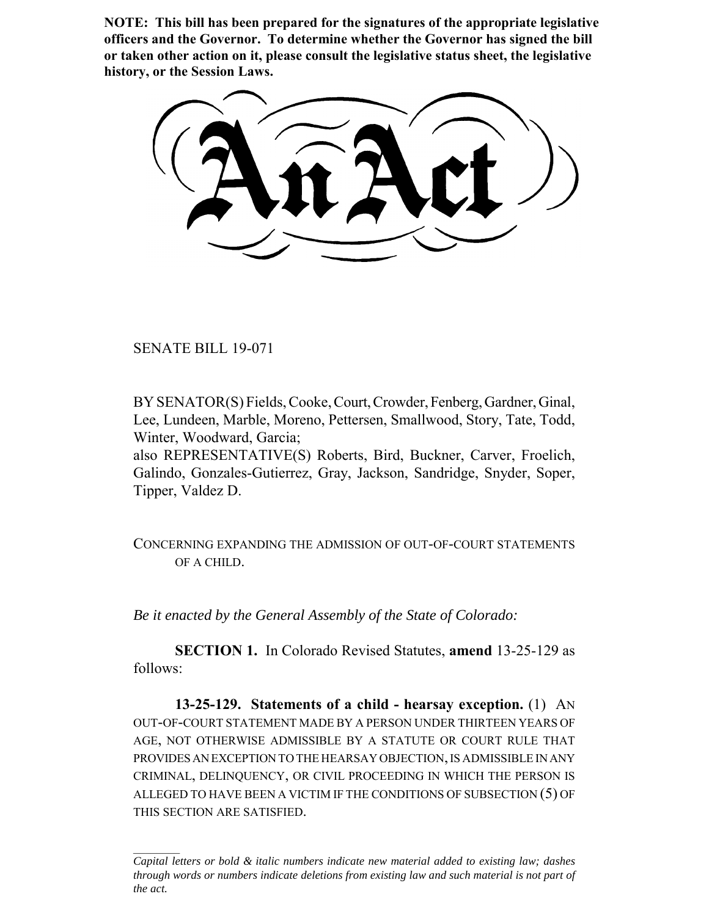**NOTE: This bill has been prepared for the signatures of the appropriate legislative officers and the Governor. To determine whether the Governor has signed the bill or taken other action on it, please consult the legislative status sheet, the legislative history, or the Session Laws.**

# An Act

SENATE BILL 19-071

BY SENATOR(S) Fields, Cooke, Court, Crowder, Fenberg, Gardner, Ginal, Lee, Lundeen, Marble, Moreno, Pettersen, Smallwood, Story, Tate, Todd, Winter, Woodward, Garcia;
also REPRESENTATIVE(S) Roberts, Bird, Buckner, Carver, Froelich, Galindo, Gonzales-Gutierrez, Gray, Jackson, Sandridge, Snyder, Soper, Tipper, Valdez D.

CONCERNING EXPANDING THE ADMISSION OF OUT-OF-COURT STATEMENTS OF A CHILD.

*Be it enacted by the General Assembly of the State of Colorado:*

**SECTION 1.** In Colorado Revised Statutes, **amend** 13-25-129 as follows:

**13-25-129. Statements of a child - hearsay exception.** (1) AN OUT-OF-COURT STATEMENT MADE BY A PERSON UNDER THIRTEEN YEARS OF AGE, NOT OTHERWISE ADMISSIBLE BY A STATUTE OR COURT RULE THAT PROVIDES AN EXCEPTION TO THE HEARSAY OBJECTION, IS ADMISSIBLE IN ANY CRIMINAL, DELINQUENCY, OR CIVIL PROCEEDING IN WHICH THE PERSON IS ALLEGED TO HAVE BEEN A VICTIM IF THE CONDITIONS OF SUBSECTION (5) OF THIS SECTION ARE SATISFIED.

*Capital letters or bold & italic numbers indicate new material added to existing law; dashes through words or numbers indicate deletions from existing law and such material is not part of the act.*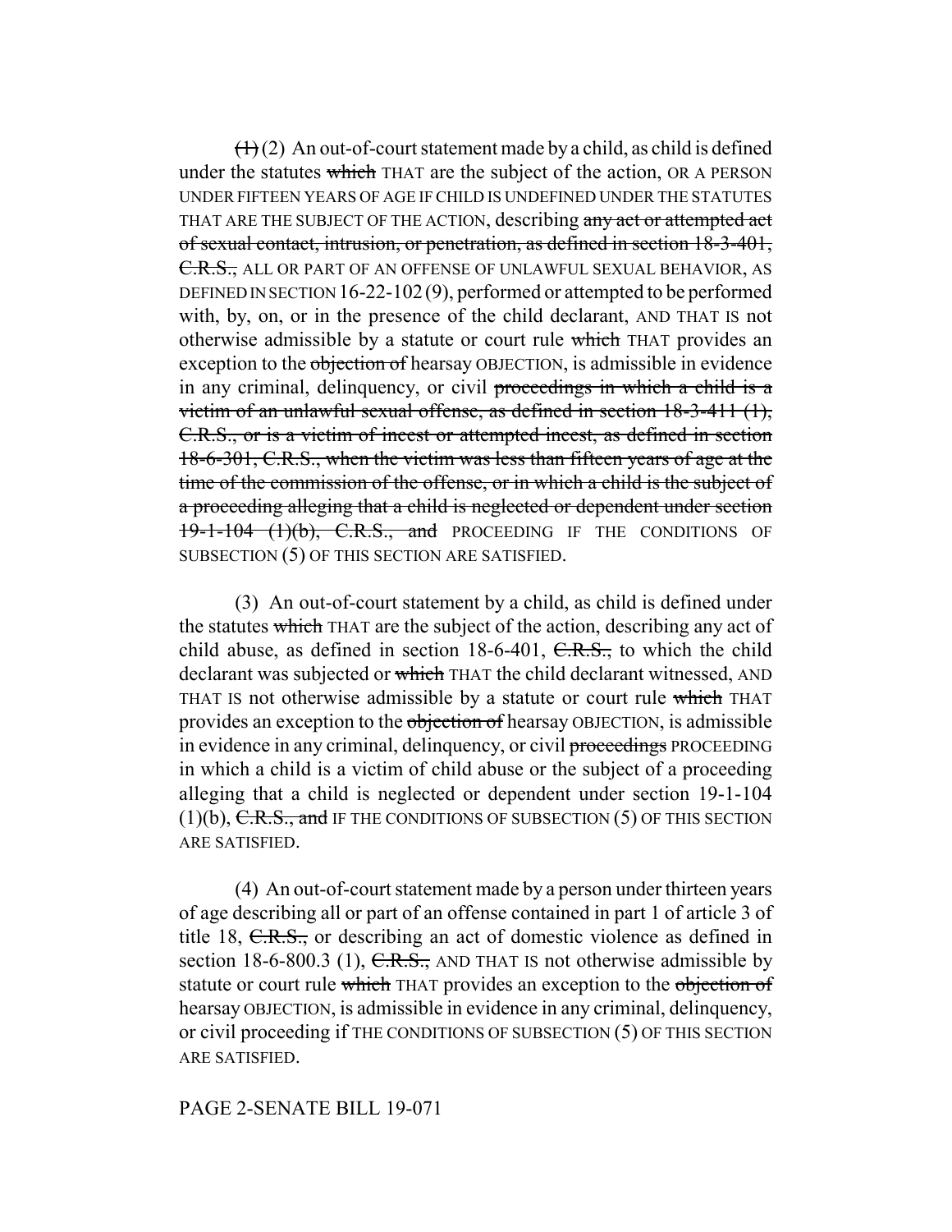~~(1)~~ (2) An out-of-court statement made by a child, as child is defined under the statutes ~~which~~ THAT are the subject of the action, OR A PERSON UNDER FIFTEEN YEARS OF AGE IF CHILD IS UNDEFINED UNDER THE STATUTES THAT ARE THE SUBJECT OF THE ACTION, describing ~~any act or attempted act of sexual contact, intrusion, or penetration, as defined in section 18-3-401, C.R.S.,~~ ALL OR PART OF AN OFFENSE OF UNLAWFUL SEXUAL BEHAVIOR, AS DEFINED IN SECTION 16-22-102 (9), performed or attempted to be performed with, by, on, or in the presence of the child declarant, AND THAT IS not otherwise admissible by a statute or court rule ~~which~~ THAT provides an exception to the ~~objection of~~ hearsay OBJECTION, is admissible in evidence in any criminal, delinquency, or civil ~~proceedings in which a child is a victim of an unlawful sexual offense, as defined in section 18-3-411 (1), C.R.S., or is a victim of incest or attempted incest, as defined in section 18-6-301, C.R.S., when the victim was less than fifteen years of age at the time of the commission of the offense, or in which a child is the subject of a proceeding alleging that a child is neglected or dependent under section 19-1-104 (1)(b), C.R.S., and~~ PROCEEDING IF THE CONDITIONS OF SUBSECTION (5) OF THIS SECTION ARE SATISFIED.

(3) An out-of-court statement by a child, as child is defined under the statutes ~~which~~ THAT are the subject of the action, describing any act of child abuse, as defined in section 18-6-401, ~~C.R.S.,~~ to which the child declarant was subjected or ~~which~~ THAT the child declarant witnessed, AND THAT IS not otherwise admissible by a statute or court rule ~~which~~ THAT provides an exception to the ~~objection of~~ hearsay OBJECTION, is admissible in evidence in any criminal, delinquency, or civil ~~proceedings~~ PROCEEDING in which a child is a victim of child abuse or the subject of a proceeding alleging that a child is neglected or dependent under section 19-1-104 (1)(b), ~~C.R.S., and~~ IF THE CONDITIONS OF SUBSECTION (5) OF THIS SECTION ARE SATISFIED.

(4) An out-of-court statement made by a person under thirteen years of age describing all or part of an offense contained in part 1 of article 3 of title 18, ~~C.R.S.,~~ or describing an act of domestic violence as defined in section 18-6-800.3 (1), ~~C.R.S.,~~ AND THAT IS not otherwise admissible by statute or court rule ~~which~~ THAT provides an exception to the ~~objection of~~ hearsay OBJECTION, is admissible in evidence in any criminal, delinquency, or civil proceeding if THE CONDITIONS OF SUBSECTION (5) OF THIS SECTION ARE SATISFIED.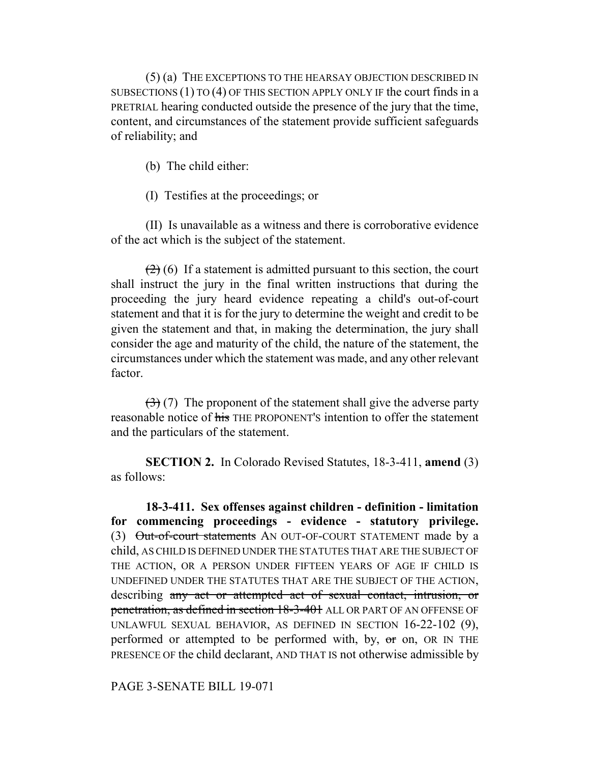(5) (a) THE EXCEPTIONS TO THE HEARSAY OBJECTION DESCRIBED IN SUBSECTIONS (1) TO (4) OF THIS SECTION APPLY ONLY IF the court finds in a PRETRIAL hearing conducted outside the presence of the jury that the time, content, and circumstances of the statement provide sufficient safeguards of reliability; and

(b) The child either:

(I) Testifies at the proceedings; or

(II) Is unavailable as a witness and there is corroborative evidence of the act which is the subject of the statement.

~~(2)~~ (6) If a statement is admitted pursuant to this section, the court shall instruct the jury in the final written instructions that during the proceeding the jury heard evidence repeating a child's out-of-court statement and that it is for the jury to determine the weight and credit to be given the statement and that, in making the determination, the jury shall consider the age and maturity of the child, the nature of the statement, the circumstances under which the statement was made, and any other relevant factor.

~~(3)~~ (7) The proponent of the statement shall give the adverse party reasonable notice of ~~his~~ THE PROPONENT'S intention to offer the statement and the particulars of the statement.

**SECTION 2.** In Colorado Revised Statutes, 18-3-411, **amend** (3) as follows:

**18-3-411. Sex offenses against children - definition - limitation for commencing proceedings - evidence - statutory privilege.** (3) ~~Out-of-court statements~~ AN OUT-OF-COURT STATEMENT made by a child, AS CHILD IS DEFINED UNDER THE STATUTES THAT ARE THE SUBJECT OF THE ACTION, OR A PERSON UNDER FIFTEEN YEARS OF AGE IF CHILD IS UNDEFINED UNDER THE STATUTES THAT ARE THE SUBJECT OF THE ACTION, describing ~~any act or attempted act of sexual contact, intrusion, or penetration, as defined in section 18-3-401~~ ALL OR PART OF AN OFFENSE OF UNLAWFUL SEXUAL BEHAVIOR, AS DEFINED IN SECTION 16-22-102 (9), performed or attempted to be performed with, by, ~~or~~ on, OR IN THE PRESENCE OF the child declarant, AND THAT IS not otherwise admissible by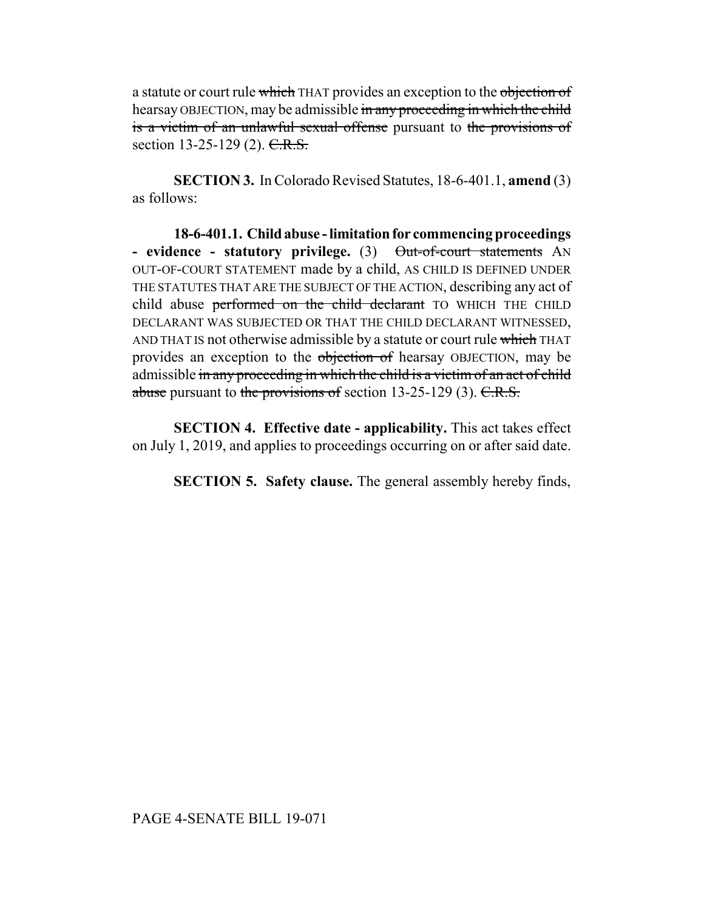a statute or court rule ~~which~~ THAT provides an exception to the ~~objection of~~ hearsay OBJECTION, may be admissible ~~in any proceeding in which the child is a victim of an unlawful sexual offense~~ pursuant to ~~the provisions of~~ section 13-25-129 (2). ~~C.R.S.~~

**SECTION 3.** In Colorado Revised Statutes, 18-6-401.1, **amend** (3) as follows:

**18-6-401.1. Child abuse - limitation for commencing proceedings - evidence - statutory privilege.** (3) ~~Out-of-court statements~~ AN OUT-OF-COURT STATEMENT made by a child, AS CHILD IS DEFINED UNDER THE STATUTES THAT ARE THE SUBJECT OF THE ACTION, describing any act of child abuse ~~performed on the child declarant~~ TO WHICH THE CHILD DECLARANT WAS SUBJECTED OR THAT THE CHILD DECLARANT WITNESSED, AND THAT IS not otherwise admissible by a statute or court rule ~~which~~ THAT provides an exception to the ~~objection of~~ hearsay OBJECTION, may be admissible ~~in any proceeding in which the child is a victim of an act of child abuse~~ pursuant to ~~the provisions of~~ section 13-25-129 (3). ~~C.R.S.~~

**SECTION 4. Effective date - applicability.** This act takes effect on July 1, 2019, and applies to proceedings occurring on or after said date.

**SECTION 5. Safety clause.** The general assembly hereby finds,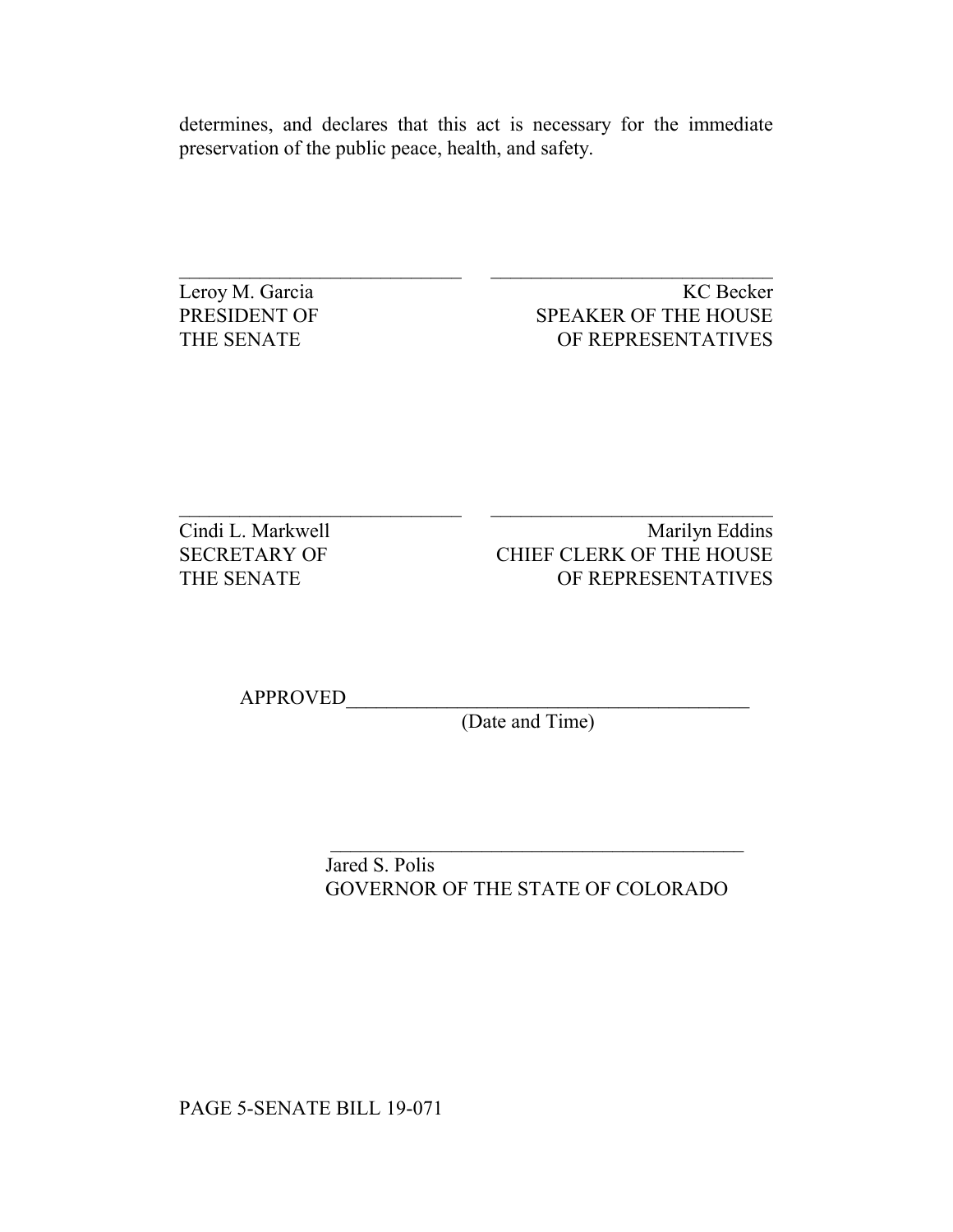determines, and declares that this act is necessary for the immediate preservation of the public peace, health, and safety.

| | |
|---|---|
| \_\_\_\_\_\_\_\_\_\_\_\_\_\_\_\_\_\_\_\_\_\_\_\_\_\_\_\_ | \_\_\_\_\_\_\_\_\_\_\_\_\_\_\_\_\_\_\_\_\_\_\_\_\_\_\_\_ |
| Leroy M. Garcia | KC Becker |
| PRESIDENT OF THE SENATE | SPEAKER OF THE HOUSE OF REPRESENTATIVES |

| | |
|---|---|
| \_\_\_\_\_\_\_\_\_\_\_\_\_\_\_\_\_\_\_\_\_\_\_\_\_\_\_\_ | \_\_\_\_\_\_\_\_\_\_\_\_\_\_\_\_\_\_\_\_\_\_\_\_\_\_\_\_ |
| Cindi L. Markwell | Marilyn Eddins |
| SECRETARY OF THE SENATE | CHIEF CLERK OF THE HOUSE OF REPRESENTATIVES |

APPROVED\_\_\_\_\_\_\_\_\_\_\_\_\_\_\_\_\_\_\_\_\_\_\_\_\_\_\_\_\_\_\_\_\_\_\_\_\_\_\_\_
(Date and Time)

\_\_\_\_\_\_\_\_\_\_\_\_\_\_\_\_\_\_\_\_\_\_\_\_\_\_\_\_\_\_\_\_\_\_\_\_\_\_\_\_\_\_

Jared S. Polis
GOVERNOR OF THE STATE OF COLORADO

PAGE 5-SENATE BILL 19-071